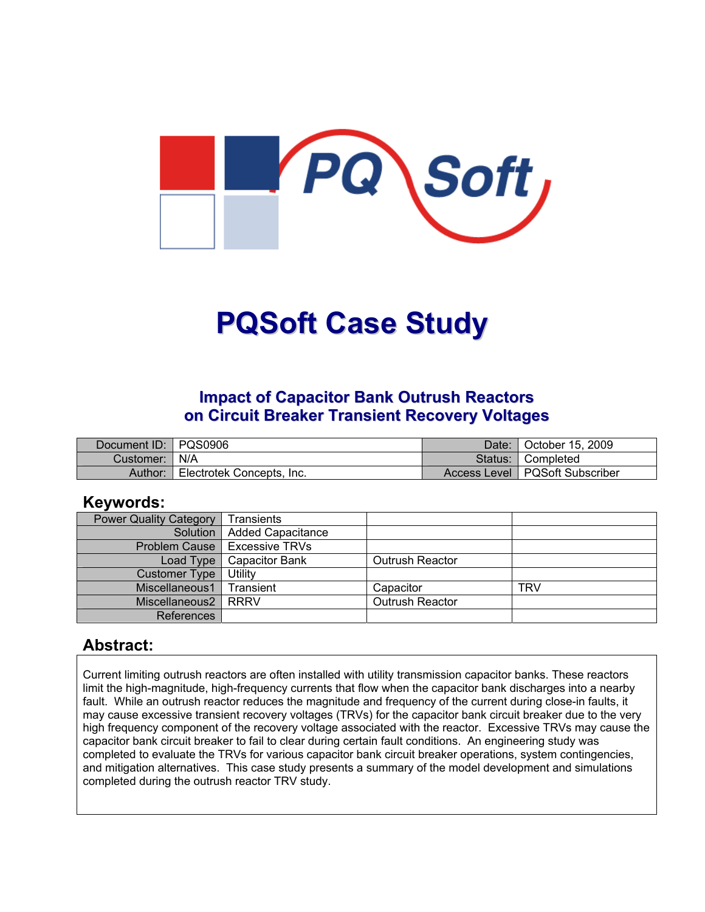# PQSoft Case Study

## Impact of Capacitor Bank Outrush Reactors on Circuit Breaker Transient Recovery Voltages

| Document ID: | PQS0906 | Date: | October 15, 2009 |
|---|---|---|---|
| Customer: | N/A | Status: | Completed |
| Author: | Electrotek Concepts, Inc. | Access Level | PQSoft Subscriber |

## Keywords:

| Power Quality Category | Transients | | |
|---|---|---|---|
| Solution | Added Capacitance | | |
| Problem Cause | Excessive TRVs | | |
| Load Type | Capacitor Bank | Outrush Reactor | |
| Customer Type | Utility | | |
| Miscellaneous1 | Transient | Capacitor | TRV |
| Miscellaneous2 | RRRV | Outrush Reactor | |
| References | | | |

## Abstract:

Current limiting outrush reactors are often installed with utility transmission capacitor banks. These reactors limit the high-magnitude, high-frequency currents that flow when the capacitor bank discharges into a nearby fault. While an outrush reactor reduces the magnitude and frequency of the current during close-in faults, it may cause excessive transient recovery voltages (TRVs) for the capacitor bank circuit breaker due to the very high frequency component of the recovery voltage associated with the reactor. Excessive TRVs may cause the capacitor bank circuit breaker to fail to clear during certain fault conditions. An engineering study was completed to evaluate the TRVs for various capacitor bank circuit breaker operations, system contingencies, and mitigation alternatives. This case study presents a summary of the model development and simulations completed during the outrush reactor TRV study.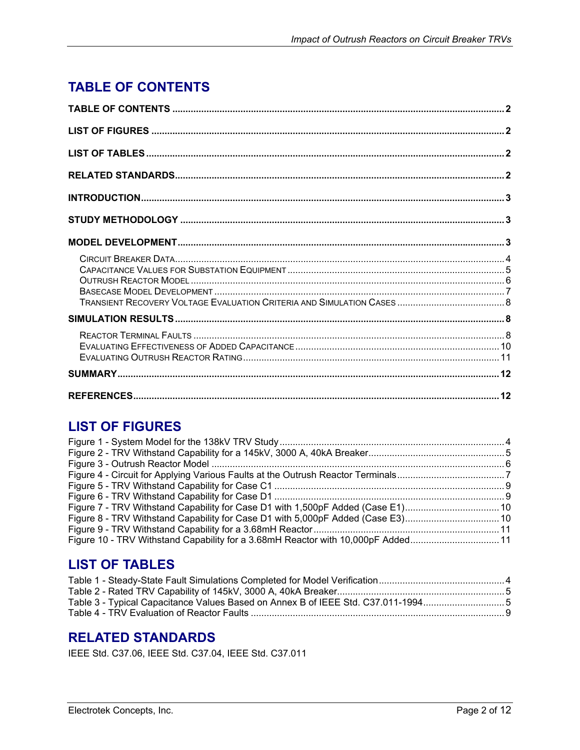# TABLE OF CONTENTS

**TABLE OF CONTENTS** ........ 2

**LIST OF FIGURES** ........ 2

**LIST OF TABLES** ........ 2

**RELATED STANDARDS** ........ 2

**INTRODUCTION** ........ 3

**STUDY METHODOLOGY** ........ 3

**MODEL DEVELOPMENT** ........ 3

- Circuit Breaker Data ........ 4
- Capacitance Values for Substation Equipment ........ 5
- Outrush Reactor Model ........ 6
- Basecase Model Development ........ 7
- Transient Recovery Voltage Evaluation Criteria and Simulation Cases ........ 8

**SIMULATION RESULTS** ........ 8

- Reactor Terminal Faults ........ 8
- Evaluating Effectiveness of Added Capacitance ........ 10
- Evaluating Outrush Reactor Rating ........ 11

**SUMMARY** ........ 12

**REFERENCES** ........ 12

# LIST OF FIGURES

Figure 1 - System Model for the 138kV TRV Study ........ 4
Figure 2 - TRV Withstand Capability for a 145kV, 3000 A, 40kA Breaker ........ 5
Figure 3 - Outrush Reactor Model ........ 6
Figure 4 - Circuit for Applying Various Faults at the Outrush Reactor Terminals ........ 7
Figure 5 - TRV Withstand Capability for Case C1 ........ 9
Figure 6 - TRV Withstand Capability for Case D1 ........ 9
Figure 7 - TRV Withstand Capability for Case D1 with 1,500pF Added (Case E1) ........ 10
Figure 8 - TRV Withstand Capability for Case D1 with 5,000pF Added (Case E3) ........ 10
Figure 9 - TRV Withstand Capability for a 3.68mH Reactor ........ 11
Figure 10 - TRV Withstand Capability for a 3.68mH Reactor with 10,000pF Added ........ 11

# LIST OF TABLES

Table 1 - Steady-State Fault Simulations Completed for Model Verification ........ 4
Table 2 - Rated TRV Capability of 145kV, 3000 A, 40kA Breaker ........ 5
Table 3 - Typical Capacitance Values Based on Annex B of IEEE Std. C37.011-1994 ........ 5
Table 4 - TRV Evaluation of Reactor Faults ........ 9

# RELATED STANDARDS

IEEE Std. C37.06, IEEE Std. C37.04, IEEE Std. C37.011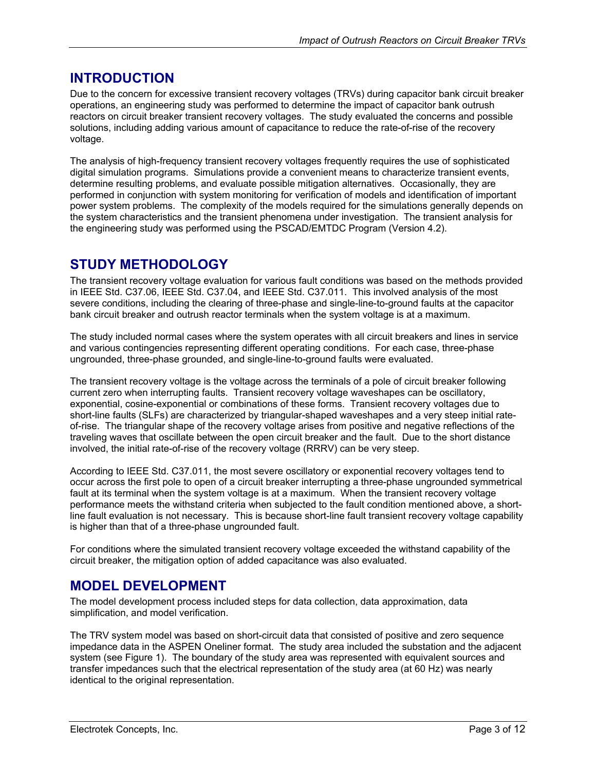## INTRODUCTION

Due to the concern for excessive transient recovery voltages (TRVs) during capacitor bank circuit breaker operations, an engineering study was performed to determine the impact of capacitor bank outrush reactors on circuit breaker transient recovery voltages. The study evaluated the concerns and possible solutions, including adding various amount of capacitance to reduce the rate-of-rise of the recovery voltage.

The analysis of high-frequency transient recovery voltages frequently requires the use of sophisticated digital simulation programs. Simulations provide a convenient means to characterize transient events, determine resulting problems, and evaluate possible mitigation alternatives. Occasionally, they are performed in conjunction with system monitoring for verification of models and identification of important power system problems. The complexity of the models required for the simulations generally depends on the system characteristics and the transient phenomena under investigation. The transient analysis for the engineering study was performed using the PSCAD/EMTDC Program (Version 4.2).

## STUDY METHODOLOGY

The transient recovery voltage evaluation for various fault conditions was based on the methods provided in IEEE Std. C37.06, IEEE Std. C37.04, and IEEE Std. C37.011. This involved analysis of the most severe conditions, including the clearing of three-phase and single-line-to-ground faults at the capacitor bank circuit breaker and outrush reactor terminals when the system voltage is at a maximum.

The study included normal cases where the system operates with all circuit breakers and lines in service and various contingencies representing different operating conditions. For each case, three-phase ungrounded, three-phase grounded, and single-line-to-ground faults were evaluated.

The transient recovery voltage is the voltage across the terminals of a pole of circuit breaker following current zero when interrupting faults. Transient recovery voltage waveshapes can be oscillatory, exponential, cosine-exponential or combinations of these forms. Transient recovery voltages due to short-line faults (SLFs) are characterized by triangular-shaped waveshapes and a very steep initial rate-of-rise. The triangular shape of the recovery voltage arises from positive and negative reflections of the traveling waves that oscillate between the open circuit breaker and the fault. Due to the short distance involved, the initial rate-of-rise of the recovery voltage (RRRV) can be very steep.

According to IEEE Std. C37.011, the most severe oscillatory or exponential recovery voltages tend to occur across the first pole to open of a circuit breaker interrupting a three-phase ungrounded symmetrical fault at its terminal when the system voltage is at a maximum. When the transient recovery voltage performance meets the withstand criteria when subjected to the fault condition mentioned above, a short-line fault evaluation is not necessary. This is because short-line fault transient recovery voltage capability is higher than that of a three-phase ungrounded fault.

For conditions where the simulated transient recovery voltage exceeded the withstand capability of the circuit breaker, the mitigation option of added capacitance was also evaluated.

## MODEL DEVELOPMENT

The model development process included steps for data collection, data approximation, data simplification, and model verification.

The TRV system model was based on short-circuit data that consisted of positive and zero sequence impedance data in the ASPEN Oneliner format. The study area included the substation and the adjacent system (see Figure 1). The boundary of the study area was represented with equivalent sources and transfer impedances such that the electrical representation of the study area (at 60 Hz) was nearly identical to the original representation.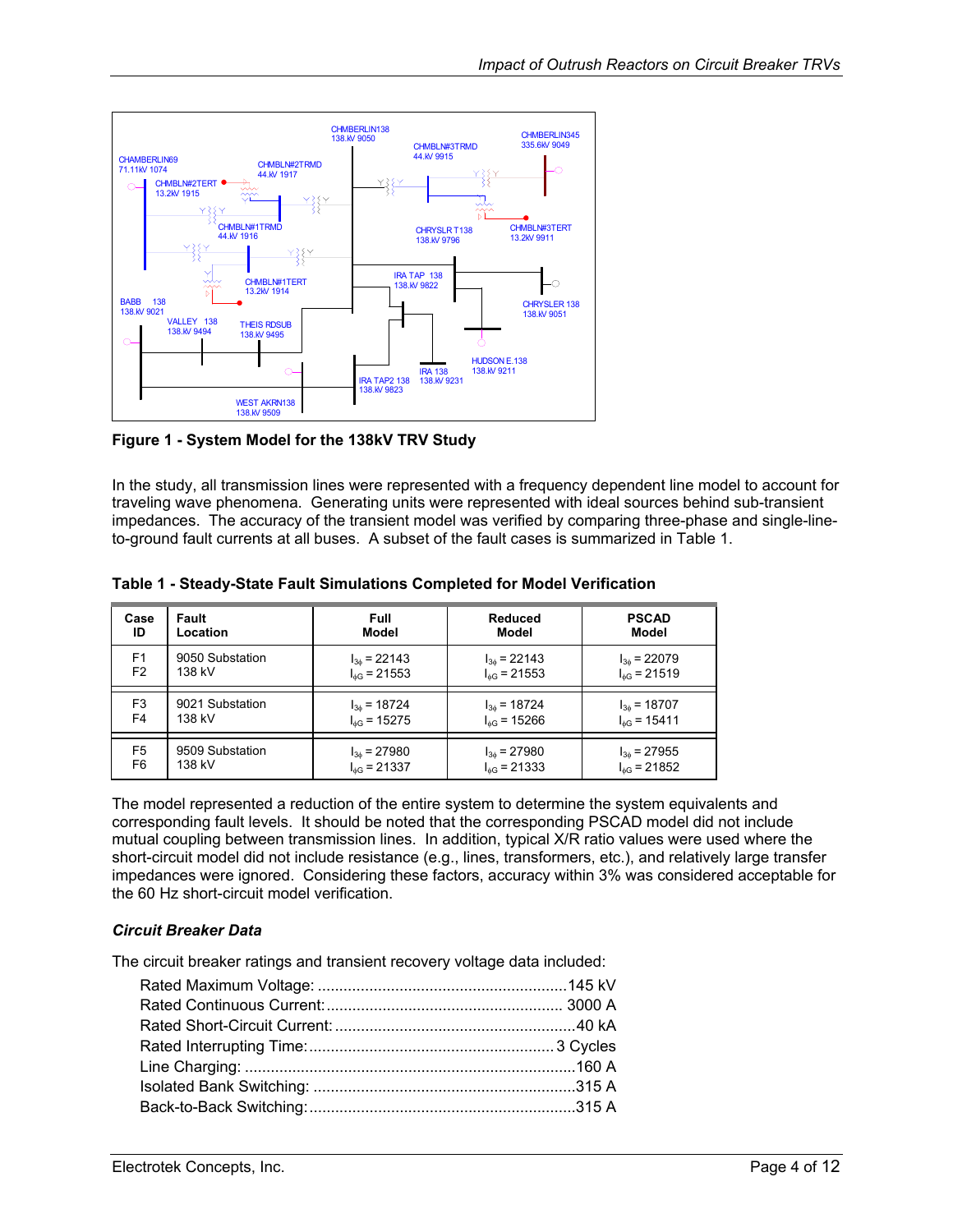Figure 1 - System Model for the 138kV TRV Study

In the study, all transmission lines were represented with a frequency dependent line model to account for traveling wave phenomena. Generating units were represented with ideal sources behind sub-transient impedances. The accuracy of the transient model was verified by comparing three-phase and single-line-to-ground fault currents at all buses. A subset of the fault cases is summarized in Table 1.

**Table 1 - Steady-State Fault Simulations Completed for Model Verification**

| Case ID | Fault Location | Full Model | Reduced Model | PSCAD Model |
|---|---|---|---|---|
| F1<br>F2 | 9050 Substation 138 kV | $I_{3\phi} = 22143$<br>$I_{\phi G} = 21553$ | $I_{3\phi} = 22143$<br>$I_{\phi G} = 21553$ | $I_{3\phi} = 22079$<br>$I_{\phi G} = 21519$ |
| F3<br>F4 | 9021 Substation 138 kV | $I_{3\phi} = 18724$<br>$I_{\phi G} = 15275$ | $I_{3\phi} = 18724$<br>$I_{\phi G} = 15266$ | $I_{3\phi} = 18707$<br>$I_{\phi G} = 15411$ |
| F5<br>F6 | 9509 Substation 138 kV | $I_{3\phi} = 27980$<br>$I_{\phi G} = 21337$ | $I_{3\phi} = 27980$<br>$I_{\phi G} = 21333$ | $I_{3\phi} = 27955$<br>$I_{\phi G} = 21852$ |

The model represented a reduction of the entire system to determine the system equivalents and corresponding fault levels. It should be noted that the corresponding PSCAD model did not include mutual coupling between transmission lines. In addition, typical X/R ratio values were used where the short-circuit model did not include resistance (e.g., lines, transformers, etc.), and relatively large transfer impedances were ignored. Considering these factors, accuracy within 3% was considered acceptable for the 60 Hz short-circuit model verification.

### *Circuit Breaker Data*

The circuit breaker ratings and transient recovery voltage data included:

- Rated Maximum Voltage: ........................................................145 kV
- Rated Continuous Current: ..................................................... 3000 A
- Rated Short-Circuit Current: ......................................................40 kA
- Rated Interrupting Time: ........................................................3 Cycles
- Line Charging: ..........................................................................160 A
- Isolated Bank Switching: ...........................................................315 A
- Back-to-Back Switching: .............................................................315 A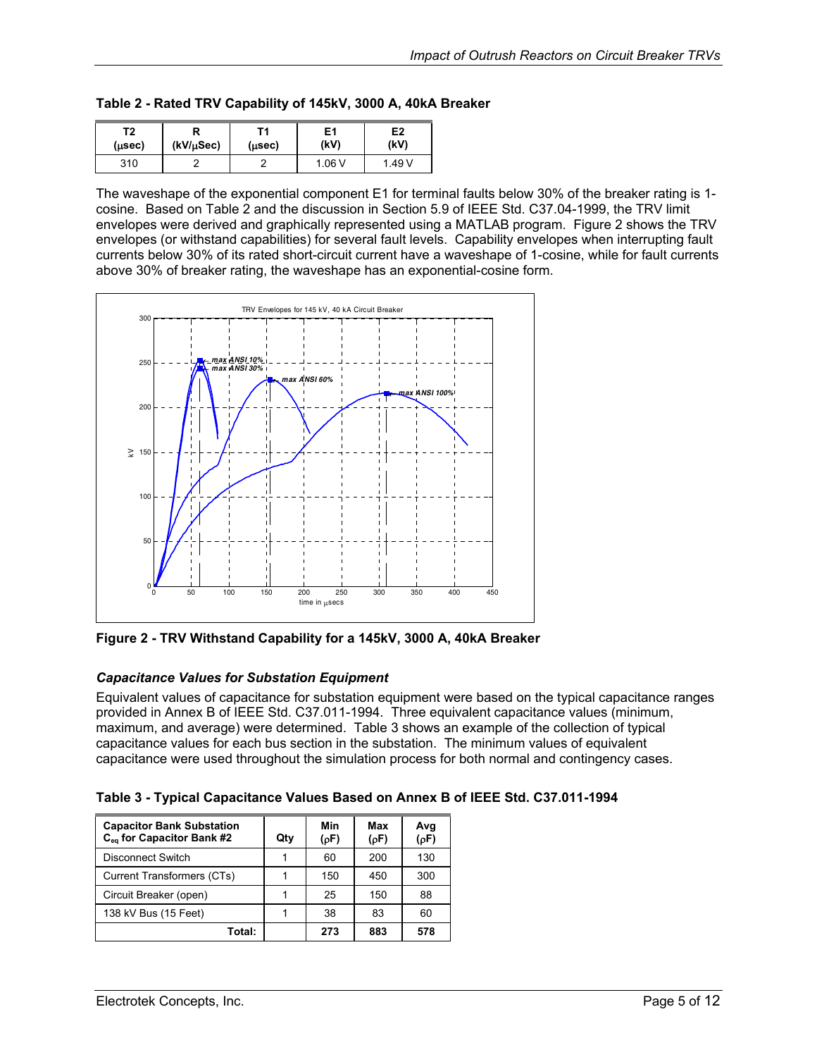**Table 2 - Rated TRV Capability of 145kV, 3000 A, 40kA Breaker**

| T2 (μsec) | R (kV/μSec) | T1 (μsec) | E1 (kV) | E2 (kV) |
|---|---|---|---|---|
| 310 | 2 | 2 | 1.06 V | 1.49 V |

The waveshape of the exponential component E1 for terminal faults below 30% of the breaker rating is 1-cosine. Based on Table 2 and the discussion in Section 5.9 of IEEE Std. C37.04-1999, the TRV limit envelopes were derived and graphically represented using a MATLAB program. Figure 2 shows the TRV envelopes (or withstand capabilities) for several fault levels. Capability envelopes when interrupting fault currents below 30% of its rated short-circuit current have a waveshape of 1-cosine, while for fault currents above 30% of breaker rating, the waveshape has an exponential-cosine form.

**Figure 2 - TRV Withstand Capability for a 145kV, 3000 A, 40kA Breaker**

### *Capacitance Values for Substation Equipment*

Equivalent values of capacitance for substation equipment were based on the typical capacitance ranges provided in Annex B of IEEE Std. C37.011-1994. Three equivalent capacitance values (minimum, maximum, and average) were determined. Table 3 shows an example of the collection of typical capacitance values for each bus section in the substation. The minimum values of equivalent capacitance were used throughout the simulation process for both normal and contingency cases.

**Table 3 - Typical Capacitance Values Based on Annex B of IEEE Std. C37.011-1994**

| Capacitor Bank Substation $C_{eq}$ for Capacitor Bank #2 | Qty | Min (ρF) | Max (ρF) | Avg (ρF) |
|---|---|---|---|---|
| Disconnect Switch | 1 | 60 | 200 | 130 |
| Current Transformers (CTs) | 1 | 150 | 450 | 300 |
| Circuit Breaker (open) | 1 | 25 | 150 | 88 |
| 138 kV Bus (15 Feet) | 1 | 38 | 83 | 60 |
| **Total:** | | **273** | **883** | **578** |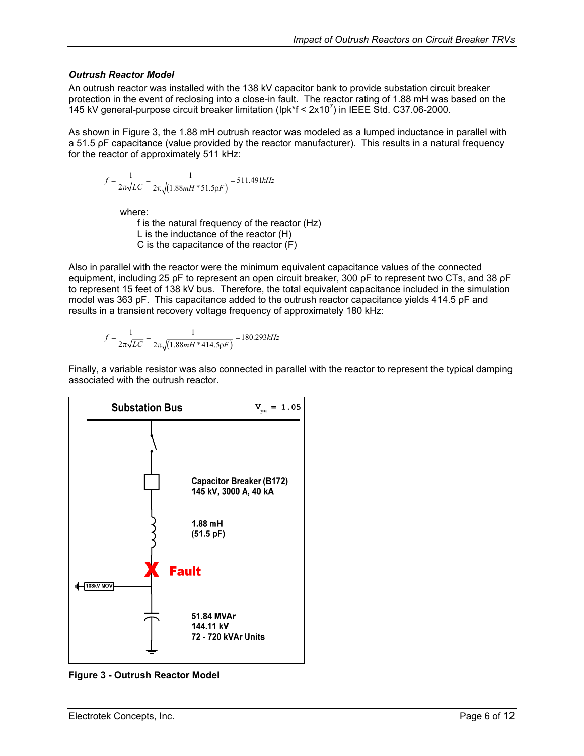### *Outrush Reactor Model*

An outrush reactor was installed with the 138 kV capacitor bank to provide substation circuit breaker protection in the event of reclosing into a close-in fault. The reactor rating of 1.88 mH was based on the 145 kV general-purpose circuit breaker limitation ($Ipk*f < 2x10^7$) in IEEE Std. C37.06-2000.

As shown in Figure 3, the 1.88 mH outrush reactor was modeled as a lumped inductance in parallel with a 51.5 ρF capacitance (value provided by the reactor manufacturer). This results in a natural frequency for the reactor of approximately 511 kHz:

$$f = \frac{1}{2\pi\sqrt{LC}} = \frac{1}{2\pi\sqrt{(1.88mH * 51.5\rho F)}} = 511.491kHz$$

where:
- f is the natural frequency of the reactor (Hz)
- L is the inductance of the reactor (H)
- C is the capacitance of the reactor (F)

Also in parallel with the reactor were the minimum equivalent capacitance values of the connected equipment, including 25 ρF to represent an open circuit breaker, 300 ρF to represent two CTs, and 38 ρF to represent 15 feet of 138 kV bus. Therefore, the total equivalent capacitance included in the simulation model was 363 ρF. This capacitance added to the outrush reactor capacitance yields 414.5 ρF and results in a transient recovery voltage frequency of approximately 180 kHz:

$$f = \frac{1}{2\pi\sqrt{LC}} = \frac{1}{2\pi\sqrt{(1.88mH * 414.5\rho F)}} = 180.293kHz$$

Finally, a variable resistor was also connected in parallel with the reactor to represent the typical damping associated with the outrush reactor.

Substation Bus — $V_{pu}$ = 1.05

Capacitor Breaker (B172)
145 kV, 3000 A, 40 kA

1.88 mH
(51.5 pF)

Fault

108kV MOV

51.84 MVAr
144.11 kV
72 - 720 kVAr Units

**Figure 3 - Outrush Reactor Model**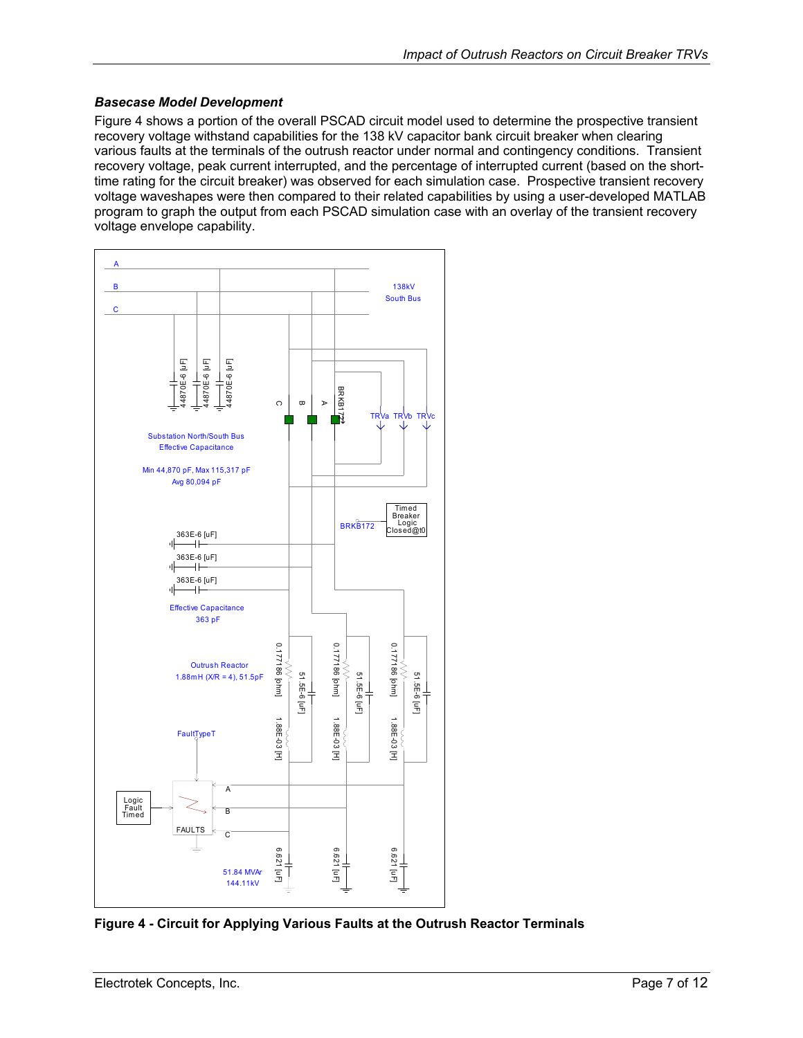### *Basecase Model Development*

Figure 4 shows a portion of the overall PSCAD circuit model used to determine the prospective transient recovery voltage withstand capabilities for the 138 kV capacitor bank circuit breaker when clearing various faults at the terminals of the outrush reactor under normal and contingency conditions. Transient recovery voltage, peak current interrupted, and the percentage of interrupted current (based on the short-time rating for the circuit breaker) was observed for each simulation case. Prospective transient recovery voltage waveshapes were then compared to their related capabilities by using a user-developed MATLAB program to graph the output from each PSCAD simulation case with an overlay of the transient recovery voltage envelope capability.

**Figure 4 - Circuit for Applying Various Faults at the Outrush Reactor Terminals**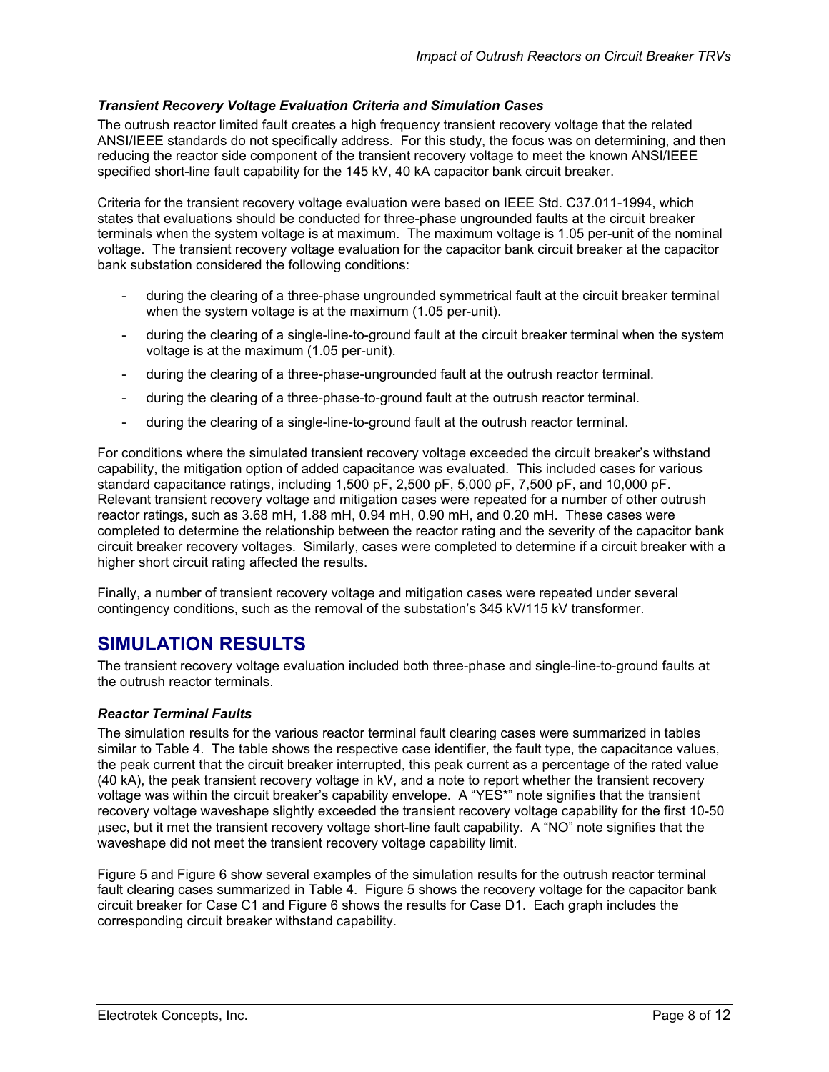### *Transient Recovery Voltage Evaluation Criteria and Simulation Cases*

The outrush reactor limited fault creates a high frequency transient recovery voltage that the related ANSI/IEEE standards do not specifically address. For this study, the focus was on determining, and then reducing the reactor side component of the transient recovery voltage to meet the known ANSI/IEEE specified short-line fault capability for the 145 kV, 40 kA capacitor bank circuit breaker.

Criteria for the transient recovery voltage evaluation were based on IEEE Std. C37.011-1994, which states that evaluations should be conducted for three-phase ungrounded faults at the circuit breaker terminals when the system voltage is at maximum. The maximum voltage is 1.05 per-unit of the nominal voltage. The transient recovery voltage evaluation for the capacitor bank circuit breaker at the capacitor bank substation considered the following conditions:

- during the clearing of a three-phase ungrounded symmetrical fault at the circuit breaker terminal when the system voltage is at the maximum (1.05 per-unit).
- during the clearing of a single-line-to-ground fault at the circuit breaker terminal when the system voltage is at the maximum (1.05 per-unit).
- during the clearing of a three-phase-ungrounded fault at the outrush reactor terminal.
- during the clearing of a three-phase-to-ground fault at the outrush reactor terminal.
- during the clearing of a single-line-to-ground fault at the outrush reactor terminal.

For conditions where the simulated transient recovery voltage exceeded the circuit breaker's withstand capability, the mitigation option of added capacitance was evaluated. This included cases for various standard capacitance ratings, including 1,500 ρF, 2,500 ρF, 5,000 ρF, 7,500 ρF, and 10,000 ρF. Relevant transient recovery voltage and mitigation cases were repeated for a number of other outrush reactor ratings, such as 3.68 mH, 1.88 mH, 0.94 mH, 0.90 mH, and 0.20 mH. These cases were completed to determine the relationship between the reactor rating and the severity of the capacitor bank circuit breaker recovery voltages. Similarly, cases were completed to determine if a circuit breaker with a higher short circuit rating affected the results.

Finally, a number of transient recovery voltage and mitigation cases were repeated under several contingency conditions, such as the removal of the substation's 345 kV/115 kV transformer.

## SIMULATION RESULTS

The transient recovery voltage evaluation included both three-phase and single-line-to-ground faults at the outrush reactor terminals.

### *Reactor Terminal Faults*

The simulation results for the various reactor terminal fault clearing cases were summarized in tables similar to Table 4. The table shows the respective case identifier, the fault type, the capacitance values, the peak current that the circuit breaker interrupted, this peak current as a percentage of the rated value (40 kA), the peak transient recovery voltage in kV, and a note to report whether the transient recovery voltage was within the circuit breaker's capability envelope. A "YES*" note signifies that the transient recovery voltage waveshape slightly exceeded the transient recovery voltage capability for the first 10-50 μsec, but it met the transient recovery voltage short-line fault capability. A "NO" note signifies that the waveshape did not meet the transient recovery voltage capability limit.

Figure 5 and Figure 6 show several examples of the simulation results for the outrush reactor terminal fault clearing cases summarized in Table 4. Figure 5 shows the recovery voltage for the capacitor bank circuit breaker for Case C1 and Figure 6 shows the results for Case D1. Each graph includes the corresponding circuit breaker withstand capability.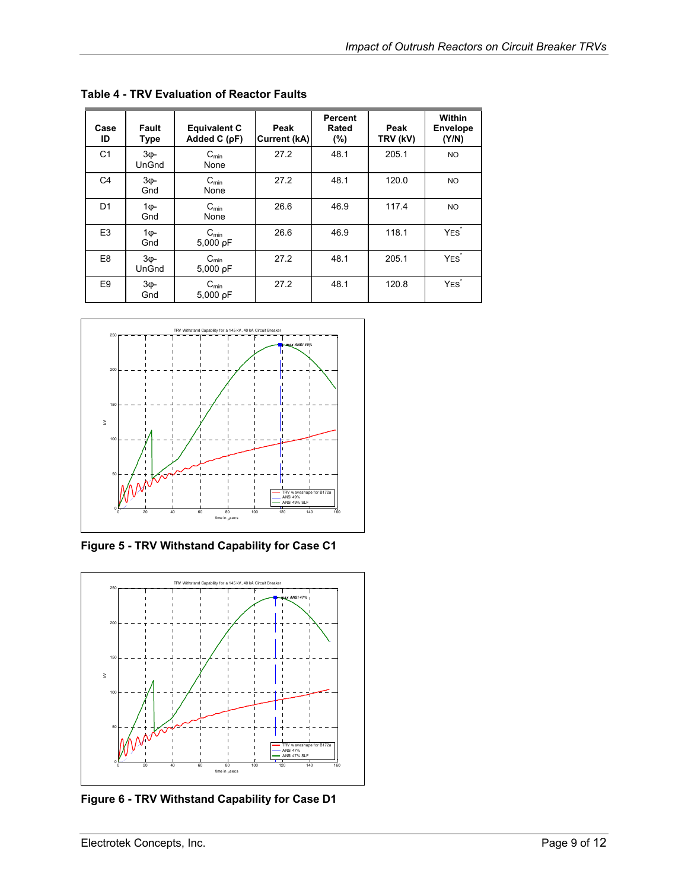**Table 4 - TRV Evaluation of Reactor Faults**

| Case ID | Fault Type | Equivalent C Added C (pF) | Peak Current (kA) | Percent Rated (%) | Peak TRV (kV) | Within Envelope (Y/N) |
|---|---|---|---|---|---|---|
| C1 | 3φ-UnGnd | $C_{min}$ None | 27.2 | 48.1 | 205.1 | NO |
| C4 | 3φ-Gnd | $C_{min}$ None | 27.2 | 48.1 | 120.0 | NO |
| D1 | 1φ-Gnd | $C_{min}$ None | 26.6 | 46.9 | 117.4 | NO |
| E3 | 1φ-Gnd | $C_{min}$ 5,000 pF | 26.6 | 46.9 | 118.1 | YES* |
| E8 | 3φ-UnGnd | $C_{min}$ 5,000 pF | 27.2 | 48.1 | 205.1 | YES* |
| E9 | 3φ-Gnd | $C_{min}$ 5,000 pF | 27.2 | 48.1 | 120.8 | YES* |

**Figure 5 - TRV Withstand Capability for Case C1**

**Figure 6 - TRV Withstand Capability for Case D1**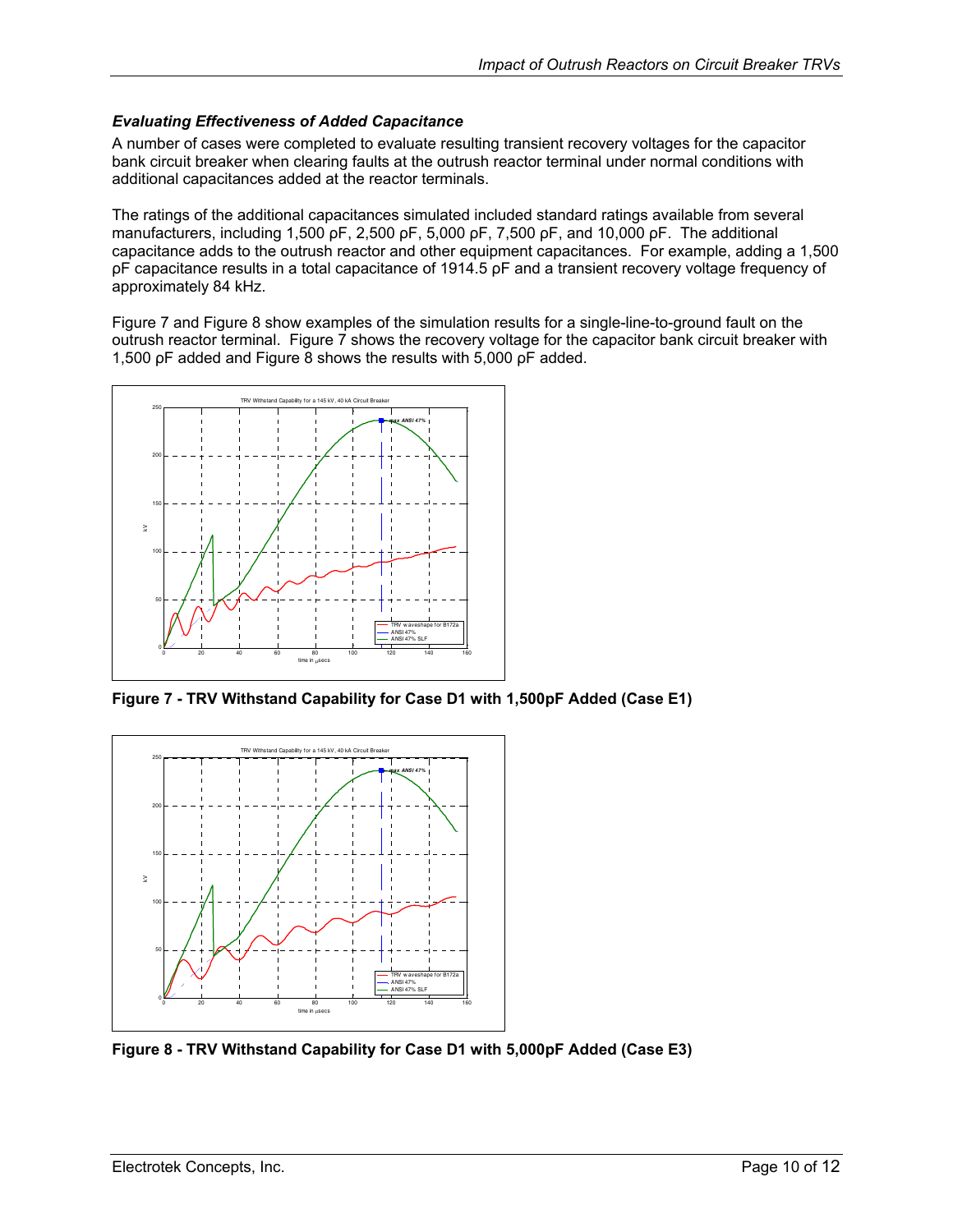### *Evaluating Effectiveness of Added Capacitance*

A number of cases were completed to evaluate resulting transient recovery voltages for the capacitor bank circuit breaker when clearing faults at the outrush reactor terminal under normal conditions with additional capacitances added at the reactor terminals.

The ratings of the additional capacitances simulated included standard ratings available from several manufacturers, including 1,500 ρF, 2,500 ρF, 5,000 ρF, 7,500 ρF, and 10,000 ρF. The additional capacitance adds to the outrush reactor and other equipment capacitances. For example, adding a 1,500 ρF capacitance results in a total capacitance of 1914.5 ρF and a transient recovery voltage frequency of approximately 84 kHz.

Figure 7 and Figure 8 show examples of the simulation results for a single-line-to-ground fault on the outrush reactor terminal. Figure 7 shows the recovery voltage for the capacitor bank circuit breaker with 1,500 ρF added and Figure 8 shows the results with 5,000 ρF added.

**Figure 7 - TRV Withstand Capability for Case D1 with 1,500pF Added (Case E1)**

**Figure 8 - TRV Withstand Capability for Case D1 with 5,000pF Added (Case E3)**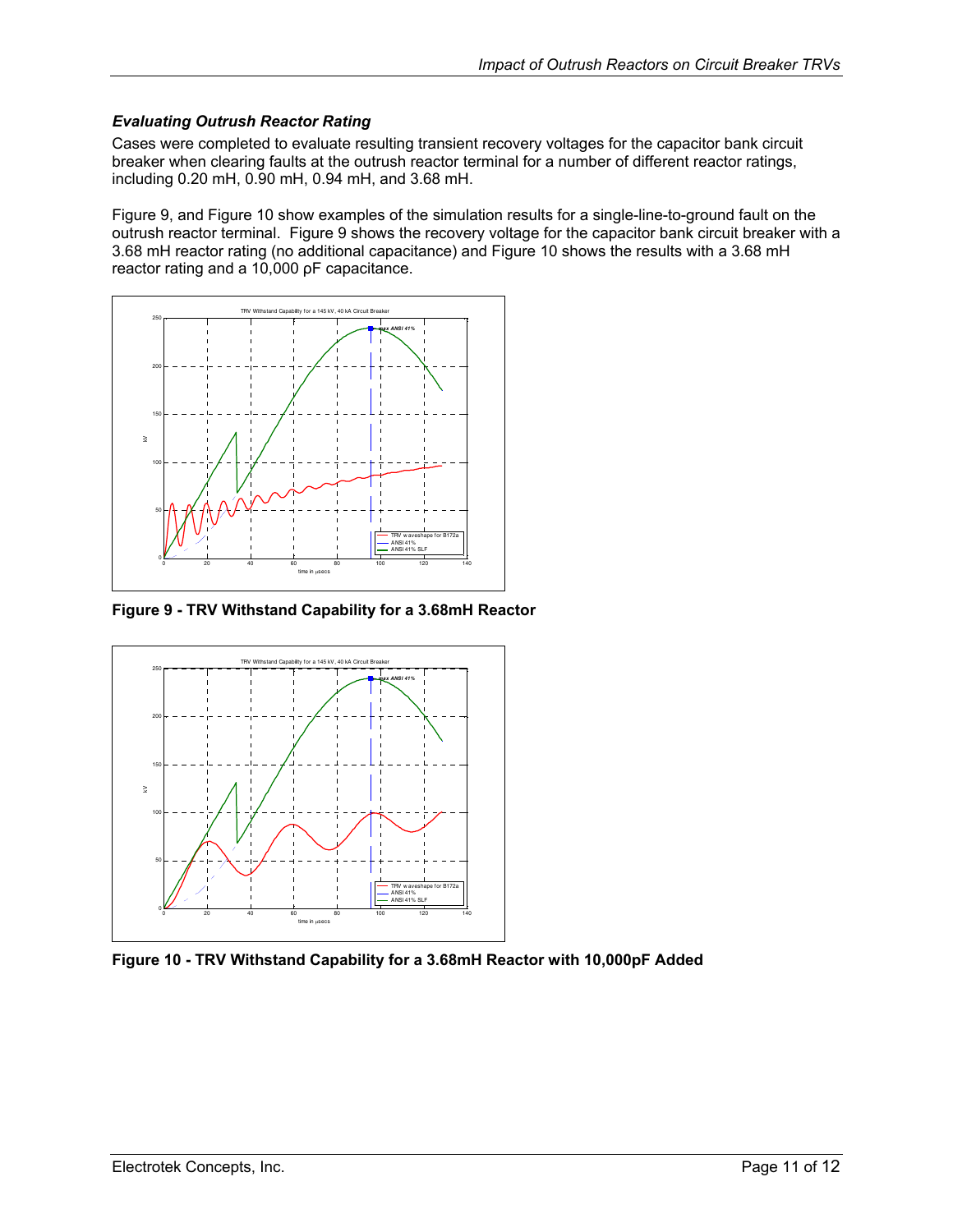### *Evaluating Outrush Reactor Rating*

Cases were completed to evaluate resulting transient recovery voltages for the capacitor bank circuit breaker when clearing faults at the outrush reactor terminal for a number of different reactor ratings, including 0.20 mH, 0.90 mH, 0.94 mH, and 3.68 mH.

Figure 9, and Figure 10 show examples of the simulation results for a single-line-to-ground fault on the outrush reactor terminal. Figure 9 shows the recovery voltage for the capacitor bank circuit breaker with a 3.68 mH reactor rating (no additional capacitance) and Figure 10 shows the results with a 3.68 mH reactor rating and a 10,000 ρF capacitance.

**Figure 9 - TRV Withstand Capability for a 3.68mH Reactor**

**Figure 10 - TRV Withstand Capability for a 3.68mH Reactor with 10,000pF Added**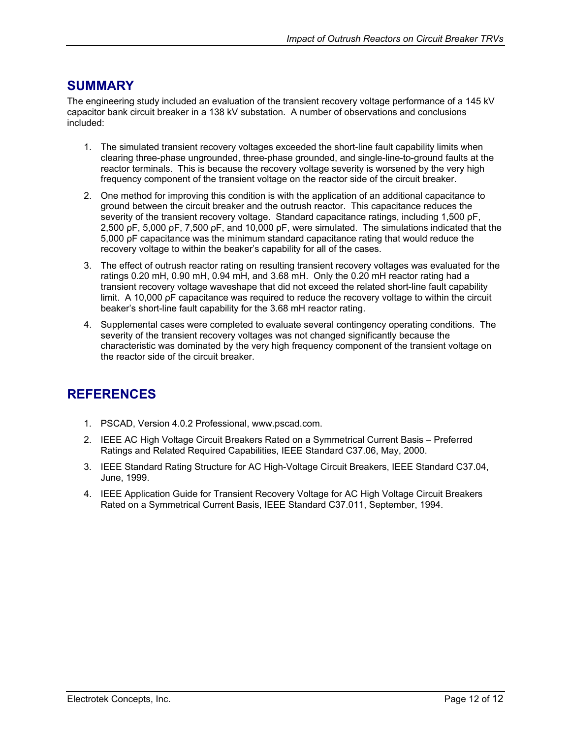## SUMMARY

The engineering study included an evaluation of the transient recovery voltage performance of a 145 kV capacitor bank circuit breaker in a 138 kV substation. A number of observations and conclusions included:

1. The simulated transient recovery voltages exceeded the short-line fault capability limits when clearing three-phase ungrounded, three-phase grounded, and single-line-to-ground faults at the reactor terminals. This is because the recovery voltage severity is worsened by the very high frequency component of the transient voltage on the reactor side of the circuit breaker.
2. One method for improving this condition is with the application of an additional capacitance to ground between the circuit breaker and the outrush reactor. This capacitance reduces the severity of the transient recovery voltage. Standard capacitance ratings, including 1,500 ρF, 2,500 ρF, 5,000 ρF, 7,500 ρF, and 10,000 ρF, were simulated. The simulations indicated that the 5,000 ρF capacitance was the minimum standard capacitance rating that would reduce the recovery voltage to within the beaker's capability for all of the cases.
3. The effect of outrush reactor rating on resulting transient recovery voltages was evaluated for the ratings 0.20 mH, 0.90 mH, 0.94 mH, and 3.68 mH. Only the 0.20 mH reactor rating had a transient recovery voltage waveshape that did not exceed the related short-line fault capability limit. A 10,000 ρF capacitance was required to reduce the recovery voltage to within the circuit beaker's short-line fault capability for the 3.68 mH reactor rating.
4. Supplemental cases were completed to evaluate several contingency operating conditions. The severity of the transient recovery voltages was not changed significantly because the characteristic was dominated by the very high frequency component of the transient voltage on the reactor side of the circuit breaker.

## REFERENCES

1. PSCAD, Version 4.0.2 Professional, www.pscad.com.
2. IEEE AC High Voltage Circuit Breakers Rated on a Symmetrical Current Basis – Preferred Ratings and Related Required Capabilities, IEEE Standard C37.06, May, 2000.
3. IEEE Standard Rating Structure for AC High-Voltage Circuit Breakers, IEEE Standard C37.04, June, 1999.
4. IEEE Application Guide for Transient Recovery Voltage for AC High Voltage Circuit Breakers Rated on a Symmetrical Current Basis, IEEE Standard C37.011, September, 1994.